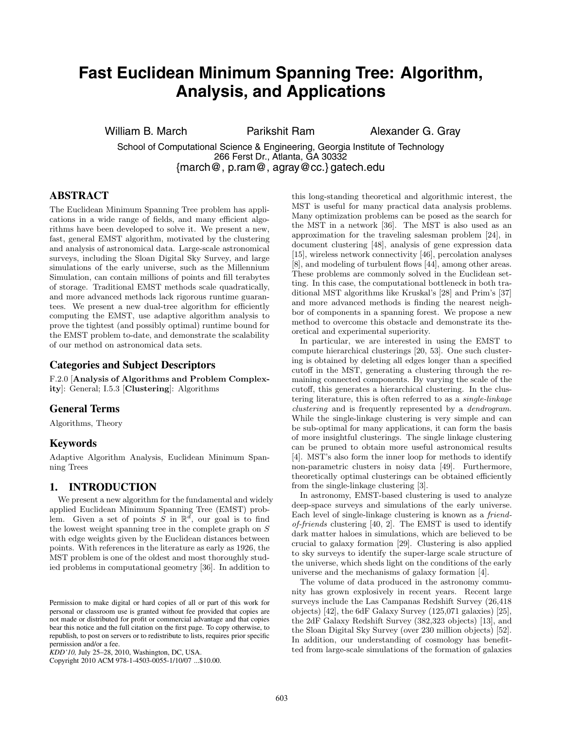# Fast Euclidean Minimum Spanning Tree: Algorithm, Analysis, and Applications

William B. March    Parikshit Ram    Alexander G. Gray

School of Computational Science & Engineering, Georgia Institute of Technology
266 Ferst Dr., Atlanta, GA 30332
{march@, p.ram@, agray@cc.} gatech.edu

## ABSTRACT

The Euclidean Minimum Spanning Tree problem has applications in a wide range of fields, and many efficient algorithms have been developed to solve it. We present a new, fast, general EMST algorithm, motivated by the clustering and analysis of astronomical data. Large-scale astronomical surveys, including the Sloan Digital Sky Survey, and large simulations of the early universe, such as the Millennium Simulation, can contain millions of points and fill terabytes of storage. Traditional EMST methods scale quadratically, and more advanced methods lack rigorous runtime guarantees. We present a new dual-tree algorithm for efficiently computing the EMST, use adaptive algorithm analysis to prove the tightest (and possibly optimal) runtime bound for the EMST problem to-date, and demonstrate the scalability of our method on astronomical data sets.

## Categories and Subject Descriptors

F.2.0 [**Analysis of Algorithms and Problem Complexity**]: General; I.5.3 [**Clustering**]: Algorithms

## General Terms

Algorithms, Theory

## Keywords

Adaptive Algorithm Analysis, Euclidean Minimum Spanning Trees

## 1. INTRODUCTION

We present a new algorithm for the fundamental and widely applied Euclidean Minimum Spanning Tree (EMST) problem. Given a set of points $S$ in $\mathbb{R}^d$, our goal is to find the lowest weight spanning tree in the complete graph on $S$ with edge weights given by the Euclidean distances between points. With references in the literature as early as 1926, the MST problem is one of the oldest and most thoroughly studied problems in computational geometry [36]. In addition to this long-standing theoretical and algorithmic interest, the MST is useful for many practical data analysis problems. Many optimization problems can be posed as the search for the MST in a network [36]. The MST is also used as an approximation for the traveling salesman problem [24], in document clustering [48], analysis of gene expression data [15], wireless network connectivity [46], percolation analyses [8], and modeling of turbulent flows [44], among other areas. These problems are commonly solved in the Euclidean setting. In this case, the computational bottleneck in both traditional MST algorithms like Kruskal's [28] and Prim's [37] and more advanced methods is finding the nearest neighbor of components in a spanning forest. We propose a new method to overcome this obstacle and demonstrate its theoretical and experimental superiority.

In particular, we are interested in using the EMST to compute hierarchical clusterings [20, 53]. One such clustering is obtained by deleting all edges longer than a specified cutoff in the MST, generating a clustering through the remaining connected components. By varying the scale of the cutoff, this generates a hierarchical clustering. In the clustering literature, this is often referred to as a *single-linkage clustering* and is frequently represented by a *dendrogram*. While the single-linkage clustering is very simple and can be sub-optimal for many applications, it can form the basis of more insightful clusterings. The single linkage clustering can be pruned to obtain more useful astronomical results [4]. MST's also form the inner loop for methods to identify non-parametric clusters in noisy data [49]. Furthermore, theoretically optimal clusterings can be obtained efficiently from the single-linkage clustering [3].

In astronomy, EMST-based clustering is used to analyze deep-space surveys and simulations of the early universe. Each level of single-linkage clustering is known as a *friend-of-friends* clustering [40, 2]. The EMST is used to identify dark matter haloes in simulations, which are believed to be crucial to galaxy formation [29]. Clustering is also applied to sky surveys to identify the super-large scale structure of the universe, which sheds light on the conditions of the early universe and the mechanisms of galaxy formation [4].

The volume of data produced in the astronomy community has grown explosively in recent years. Recent large surveys include the Las Campanas Redshift Survey (26,418 objects) [42], the 6dF Galaxy Survey (125,071 galaxies) [25], the 2dF Galaxy Redshift Survey (382,323 objects) [13], and the Sloan Digital Sky Survey (over 230 million objects) [52]. In addition, our understanding of cosmology has benefitted from large-scale simulations of the formation of galaxies

Permission to make digital or hard copies of all or part of this work for personal or classroom use is granted without fee provided that copies are not made or distributed for profit or commercial advantage and that copies bear this notice and the full citation on the first page. To copy otherwise, to republish, to post on servers or to redistribute to lists, requires prior specific permission and/or a fee.
*KDD'10,* July 25–28, 2010, Washington, DC, USA.
Copyright 2010 ACM 978-1-4503-0055-1/10/07 ...$10.00.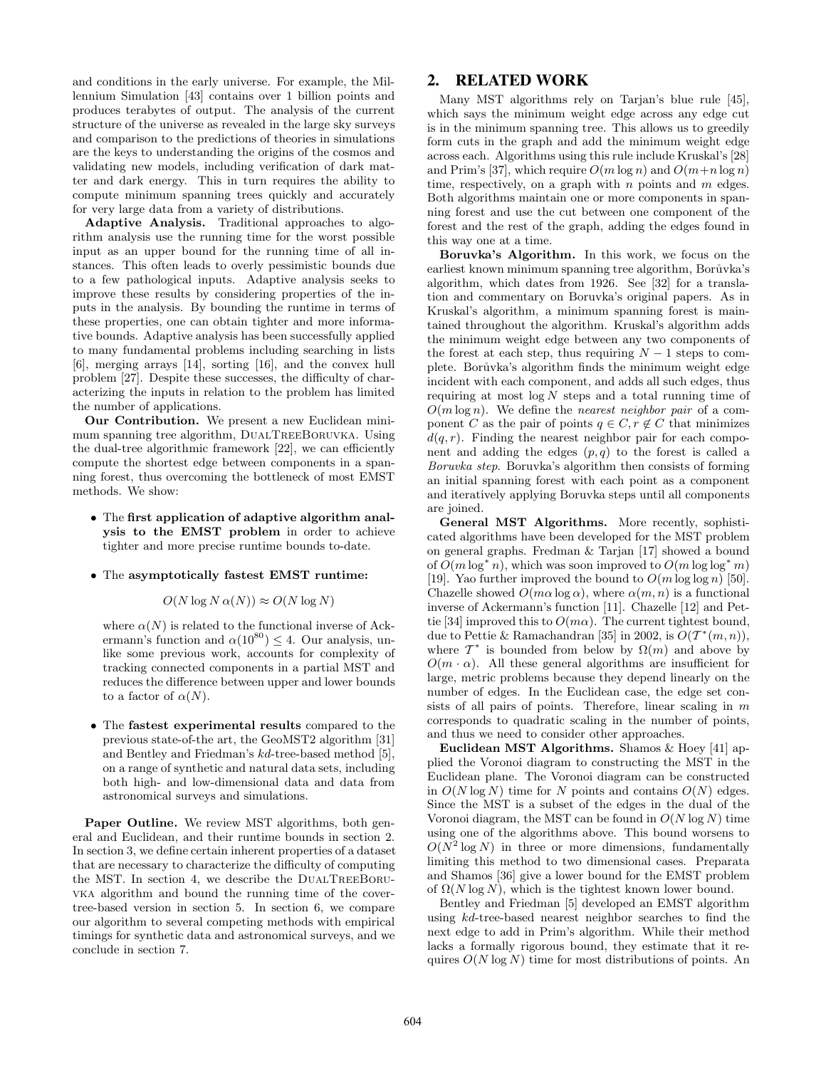and conditions in the early universe. For example, the Millennium Simulation [43] contains over 1 billion points and produces terabytes of output. The analysis of the current structure of the universe as revealed in the large sky surveys and comparison to the predictions of theories in simulations are the keys to understanding the origins of the cosmos and validating new models, including verification of dark matter and dark energy. This in turn requires the ability to compute minimum spanning trees quickly and accurately for very large data from a variety of distributions.

**Adaptive Analysis.** Traditional approaches to algorithm analysis use the running time for the worst possible input as an upper bound for the running time of all instances. This often leads to overly pessimistic bounds due to a few pathological inputs. Adaptive analysis seeks to improve these results by considering properties of the inputs in the analysis. By bounding the runtime in terms of these properties, one can obtain tighter and more informative bounds. Adaptive analysis has been successfully applied to many fundamental problems including searching in lists [6], merging arrays [14], sorting [16], and the convex hull problem [27]. Despite these successes, the difficulty of characterizing the inputs in relation to the problem has limited the number of applications.

**Our Contribution.** We present a new Euclidean minimum spanning tree algorithm, DualTreeBoruvka. Using the dual-tree algorithmic framework [22], we can efficiently compute the shortest edge between components in a spanning forest, thus overcoming the bottleneck of most EMST methods. We show:

- The **first application of adaptive algorithm analysis to the EMST problem** in order to achieve tighter and more precise runtime bounds to-date.
- The **asymptotically fastest EMST runtime:**

  $$O(N \log N \, \alpha(N)) \approx O(N \log N)$$

  where $\alpha(N)$ is related to the functional inverse of Ackermann's function and $\alpha(10^{80}) \leq 4$. Our analysis, unlike some previous work, accounts for complexity of tracking connected components in a partial MST and reduces the difference between upper and lower bounds to a factor of $\alpha(N)$.
- The **fastest experimental results** compared to the previous state-of-the-art, the GeoMST2 algorithm [31] and Bentley and Friedman's *kd*-tree-based method [5], on a range of synthetic and natural data sets, including both high- and low-dimensional data and data from astronomical surveys and simulations.

**Paper Outline.** We review MST algorithms, both general and Euclidean, and their runtime bounds in section 2. In section 3, we define certain inherent properties of a dataset that are necessary to characterize the difficulty of computing the MST. In section 4, we describe the DualTreeBoruvka algorithm and bound the running time of the cover-tree-based version in section 5. In section 6, we compare our algorithm to several competing methods with empirical timings for synthetic data and astronomical surveys, and we conclude in section 7.

## 2. RELATED WORK

Many MST algorithms rely on Tarjan's blue rule [45], which says the minimum weight edge across any edge cut is in the minimum spanning tree. This allows us to greedily form cuts in the graph and add the minimum weight edge across each. Algorithms using this rule include Kruskal's [28] and Prim's [37], which require $O(m \log n)$ and $O(m + n \log n)$ time, respectively, on a graph with $n$ points and $m$ edges. Both algorithms maintain one or more components in spanning forest and use the cut between one component of the forest and the rest of the graph, adding the edges found in this way one at a time.

**Boruvka's Algorithm.** In this work, we focus on the earliest known minimum spanning tree algorithm, Borůvka's algorithm, which dates from 1926. See [32] for a translation and commentary on Boruvka's original papers. As in Kruskal's algorithm, a minimum spanning forest is maintained throughout the algorithm. Kruskal's algorithm adds the minimum weight edge between any two components of the forest at each step, thus requiring $N - 1$ steps to complete. Borůvka's algorithm finds the minimum weight edge incident with each component, and adds all such edges, thus requiring at most $\log N$ steps and a total running time of $O(m \log n)$. We define the *nearest neighbor pair* of a component $C$ as the pair of points $q \in C, r \notin C$ that minimizes $d(q, r)$. Finding the nearest neighbor pair for each component and adding the edges $(p, q)$ to the forest is called a *Boruvka step*. Boruvka's algorithm then consists of forming an initial spanning forest with each point as a component and iteratively applying Boruvka steps until all components are joined.

**General MST Algorithms.** More recently, sophisticated algorithms have been developed for the MST problem on general graphs. Fredman & Tarjan [17] showed a bound of $O(m \log^* n)$, which was soon improved to $O(m \log \log^* m)$ [19]. Yao further improved the bound to $O(m \log \log n)$ [50]. Chazelle showed $O(m\alpha \log \alpha)$, where $\alpha(m, n)$ is a functional inverse of Ackermann's function [11]. Chazelle [12] and Pettie [34] improved this to $O(m\alpha)$. The current tightest bound, due to Pettie & Ramachandran [35] in 2002, is $O(\mathcal{T}^*(m, n))$, where $\mathcal{T}^*$ is bounded from below by $\Omega(m)$ and above by $O(m \cdot \alpha)$. All these general algorithms are insufficient for large, metric problems because they depend linearly on the number of edges. In the Euclidean case, the edge set consists of all pairs of points. Therefore, linear scaling in $m$ corresponds to quadratic scaling in the number of points, and thus we need to consider other approaches.

**Euclidean MST Algorithms.** Shamos & Hoey [41] applied the Voronoi diagram to constructing the MST in the Euclidean plane. The Voronoi diagram can be constructed in $O(N \log N)$ time for $N$ points and contains $O(N)$ edges. Since the MST is a subset of the edges in the dual of the Voronoi diagram, the MST can be found in $O(N \log N)$ time using one of the algorithms above. This bound worsens to $O(N^2 \log N)$ in three or more dimensions, fundamentally limiting this method to two dimensional cases. Preparata and Shamos [36] give a lower bound for the EMST problem of $\Omega(N \log N)$, which is the tightest known lower bound.

Bentley and Friedman [5] developed an EMST algorithm using *kd*-tree-based nearest neighbor searches to find the next edge to add in Prim's algorithm. While their method lacks a formally rigorous bound, they estimate that it requires $O(N \log N)$ time for most distributions of points. An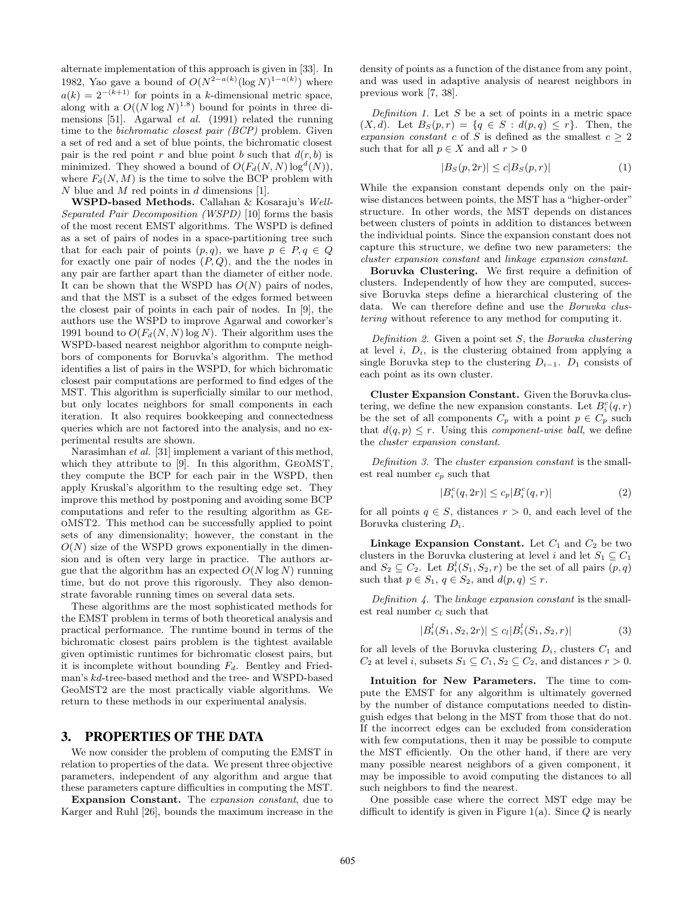alternate implementation of this approach is given in [33]. In 1982, Yao gave a bound of $O(N^{2-a(k)}(\log N)^{1-a(k)})$ where $a(k) = 2^{-(k+1)}$ for points in a $k$-dimensional metric space, along with a $O((N \log N)^{1.8})$ bound for points in three dimensions [51]. Agarwal *et al.* (1991) related the running time to the *bichromatic closest pair (BCP)* problem. Given a set of red and a set of blue points, the bichromatic closest pair is the red point $r$ and blue point $b$ such that $d(r, b)$ is minimized. They showed a bound of $O(F_d(N, N) \log^d(N))$, where $F_d(N, M)$ is the time to solve the BCP problem with $N$ blue and $M$ red points in $d$ dimensions [1].

**WSPD-based Methods.** Callahan & Kosaraju's *Well-Separated Pair Decomposition (WSPD)* [10] forms the basis of the most recent EMST algorithms. The WSPD is defined as a set of pairs of nodes in a space-partitioning tree such that for each pair of points $(p, q)$, we have $p \in P, q \in Q$ for exactly one pair of nodes $(P, Q)$, and the the nodes in any pair are farther apart than the diameter of either node. It can be shown that the WSPD has $O(N)$ pairs of nodes, and that the MST is a subset of the edges formed between the closest pair of points in each pair of nodes. In [9], the authors use the WSPD to improve Agarwal and coworker's 1991 bound to $O(F_d(N, N) \log N)$. Their algorithm uses the WSPD-based nearest neighbor algorithm to compute neighbors of components for Boruvka's algorithm. The method identifies a list of pairs in the WSPD, for which bichromatic closest pair computations are performed to find edges of the MST. This algorithm is superficially similar to our method, but only locates neighbors for small components in each iteration. It also requires bookkeeping and connectedness queries which are not factored into the analysis, and no experimental results are shown.

Narasimhan *et al.* [31] implement a variant of this method, which they attribute to [9]. In this algorithm, GeoMST, they compute the BCP for each pair in the WSPD, then apply Kruskal's algorithm to the resulting edge set. They improve this method by postponing and avoiding some BCP computations and refer to the resulting algorithm as GeoMST2. This method can be successfully applied to point sets of any dimensionality; however, the constant in the $O(N)$ size of the WSPD grows exponentially in the dimension and is often very large in practice. The authors argue that the algorithm has an expected $O(N \log N)$ running time, but do not prove this rigorously. They also demonstrate favorable running times on several data sets.

These algorithms are the most sophisticated methods for the EMST problem in terms of both theoretical analysis and practical performance. The runtime bound in terms of the bichromatic closest pairs problem is the tightest available given optimistic runtimes for bichromatic closest pairs, but it is incomplete without bounding $F_d$. Bentley and Friedman's $kd$-tree-based method and the tree- and WSPD-based GeoMST2 are the most practically viable algorithms. We return to these methods in our experimental analysis.

## 3. PROPERTIES OF THE DATA

We now consider the problem of computing the EMST in relation to properties of the data. We present three objective parameters, independent of any algorithm and argue that these parameters capture difficulties in computing the MST.

**Expansion Constant.** The *expansion constant*, due to Karger and Ruhl [26], bounds the maximum increase in the density of points as a function of the distance from any point, and was used in adaptive analysis of nearest neighbors in previous work [7, 38].

*Definition 1.* Let $S$ be a set of points in a metric space $(X, d)$. Let $B_S(p, r) = \{q \in S : d(p, q) \leq r\}$. Then, the *expansion constant* $c$ of $S$ is defined as the smallest $c \geq 2$ such that for all $p \in X$ and all $r > 0$

$$|B_S(p, 2r)| \leq c|B_S(p, r)| \tag{1}$$

While the expansion constant depends only on the pairwise distances between points, the MST has a "higher-order" structure. In other words, the MST depends on distances between clusters of points in addition to distances between the individual points. Since the expansion constant does not capture this structure, we define two new parameters: the *cluster expansion constant* and *linkage expansion constant*.

**Boruvka Clustering.** We first require a definition of clusters. Independently of how they are computed, successive Boruvka steps define a hierarchical clustering of the data. We can therefore define and use the *Boruvka clustering* without reference to any method for computing it.

*Definition 2.* Given a point set $S$, the *Boruvka clustering* at level $i$, $D_i$, is the clustering obtained from applying a single Boruvka step to the clustering $D_{i-1}$. $D_1$ consists of each point as its own cluster.

**Cluster Expansion Constant.** Given the Boruvka clustering, we define the new expansion constants. Let $B_i^c(q, r)$ be the set of all components $C_p$ with a point $p \in C_p$ such that $d(q, p) \leq r$. Using this *component-wise ball*, we define the *cluster expansion constant*.

*Definition 3.* The *cluster expansion constant* is the smallest real number $c_p$ such that

$$|B_i^c(q, 2r)| \leq c_p|B_i^c(q, r)| \tag{2}$$

for all points $q \in S$, distances $r > 0$, and each level of the Boruvka clustering $D_i$.

**Linkage Expansion Constant.** Let $C_1$ and $C_2$ be two clusters in the Boruvka clustering at level $i$ and let $S_1 \subseteq C_1$ and $S_2 \subseteq C_2$. Let $B_i^l(S_1, S_2, r)$ be the set of all pairs $(p, q)$ such that $p \in S_1$, $q \in S_2$, and $d(p, q) \leq r$.

*Definition 4.* The *linkage expansion constant* is the smallest real number $c_l$ such that

$$|B_i^l(S_1, S_2, 2r)| \leq c_l|B_i^l(S_1, S_2, r)| \tag{3}$$

for all levels of the Boruvka clustering $D_i$, clusters $C_1$ and $C_2$ at level $i$, subsets $S_1 \subseteq C_1, S_2 \subseteq C_2$, and distances $r > 0$.

**Intuition for New Parameters.** The time to compute the EMST for any algorithm is ultimately governed by the number of distance computations needed to distinguish edges that belong in the MST from those that do not. If the incorrect edges can be excluded from consideration with few computations, then it may be possible to compute the MST efficiently. On the other hand, if there are very many possible nearest neighbors of a given component, it may be impossible to avoid computing the distances to all such neighbors to find the nearest.

One possible case where the correct MST edge may be difficult to identify is given in Figure 1(a). Since $Q$ is nearly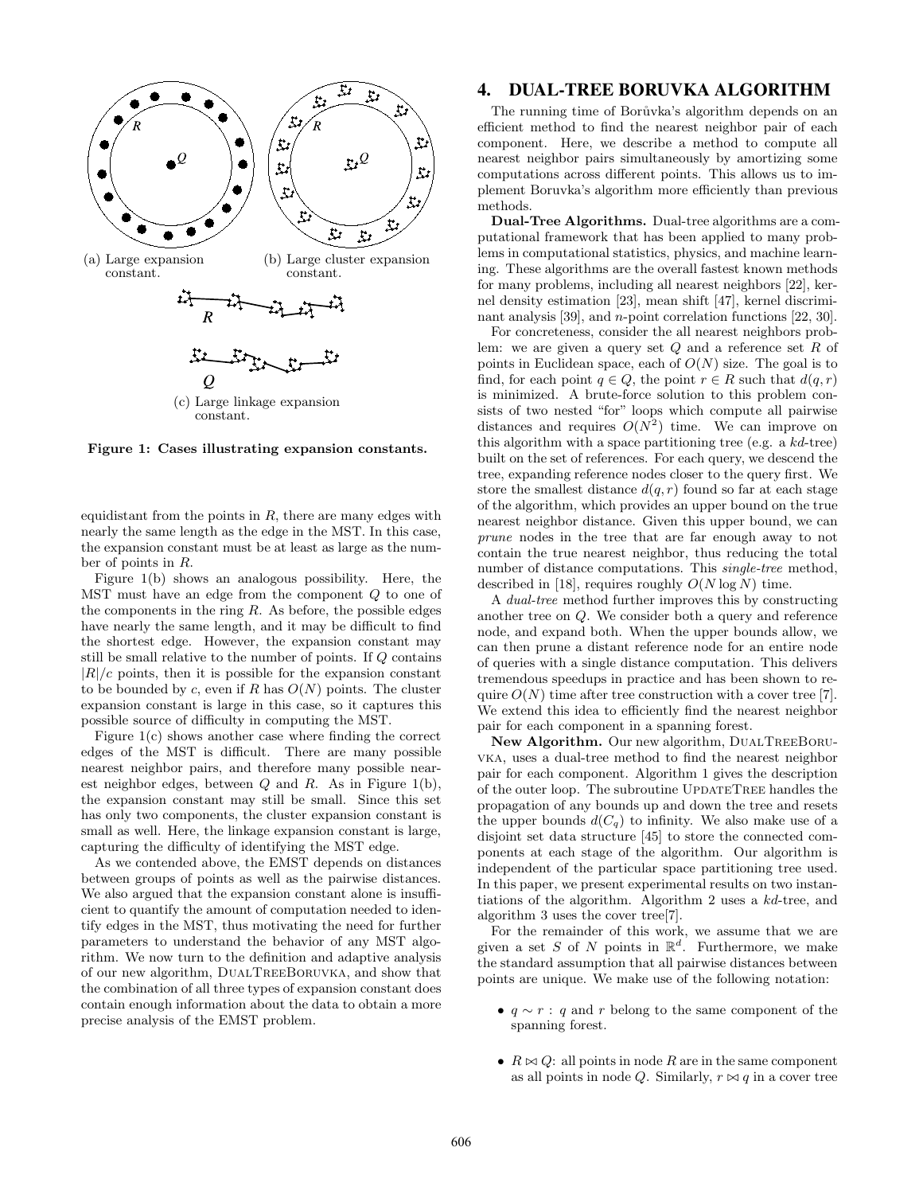(a) Large expansion constant.

(b) Large cluster expansion constant.

(c) Large linkage expansion constant.

**Figure 1: Cases illustrating expansion constants.**

equidistant from the points in $R$, there are many edges with nearly the same length as the edge in the MST. In this case, the expansion constant must be at least as large as the number of points in $R$.

Figure 1(b) shows an analogous possibility. Here, the MST must have an edge from the component $Q$ to one of the components in the ring $R$. As before, the possible edges have nearly the same length, and it may be difficult to find the shortest edge. However, the expansion constant may still be small relative to the number of points. If $Q$ contains $|R|/c$ points, then it is possible for the expansion constant to be bounded by $c$, even if $R$ has $O(N)$ points. The cluster expansion constant is large in this case, so it captures this possible source of difficulty in computing the MST.

Figure 1(c) shows another case where finding the correct edges of the MST is difficult. There are many possible nearest neighbor pairs, and therefore many possible nearest neighbor edges, between $Q$ and $R$. As in Figure 1(b), the expansion constant may still be small. Since this set has only two components, the cluster expansion constant is small as well. Here, the linkage expansion constant is large, capturing the difficulty of identifying the MST edge.

As we contended above, the EMST depends on distances between groups of points as well as the pairwise distances. We also argued that the expansion constant alone is insufficient to quantify the amount of computation needed to identify edges in the MST, thus motivating the need for further parameters to understand the behavior of any MST algorithm. We now turn to the definition and adaptive analysis of our new algorithm, DualTreeBoruvka, and show that the combination of all three types of expansion constant does contain enough information about the data to obtain a more precise analysis of the EMST problem.

## 4. DUAL-TREE BORUVKA ALGORITHM

The running time of Borůvka's algorithm depends on an efficient method to find the nearest neighbor pair of each component. Here, we describe a method to compute all nearest neighbor pairs simultaneously by amortizing some computations across different points. This allows us to implement Boruvka's algorithm more efficiently than previous methods.

**Dual-Tree Algorithms.** Dual-tree algorithms are a computational framework that has been applied to many problems in computational statistics, physics, and machine learning. These algorithms are the overall fastest known methods for many problems, including all nearest neighbors [22], kernel density estimation [23], mean shift [47], kernel discriminant analysis [39], and $n$-point correlation functions [22, 30].

For concreteness, consider the all nearest neighbors problem: we are given a query set $Q$ and a reference set $R$ of points in Euclidean space, each of $O(N)$ size. The goal is to find, for each point $q \in Q$, the point $r \in R$ such that $d(q, r)$ is minimized. A brute-force solution to this problem consists of two nested "for" loops which compute all pairwise distances and requires $O(N^2)$ time. We can improve on this algorithm with a space partitioning tree (e.g. a *kd*-tree) built on the set of references. For each query, we descend the tree, expanding reference nodes closer to the query first. We store the smallest distance $d(q, r)$ found so far at each stage of the algorithm, which provides an upper bound on the true nearest neighbor distance. Given this upper bound, we can *prune* nodes in the tree that are far enough away to not contain the true nearest neighbor, thus reducing the total number of distance computations. This *single-tree* method, described in [18], requires roughly $O(N \log N)$ time.

A *dual-tree* method further improves this by constructing another tree on $Q$. We consider both a query and reference node, and expand both. When the upper bounds allow, we can then prune a distant reference node for an entire node of queries with a single distance computation. This delivers tremendous speedups in practice and has been shown to require $O(N)$ time after tree construction with a cover tree [7]. We extend this idea to efficiently find the nearest neighbor pair for each component in a spanning forest.

**New Algorithm.** Our new algorithm, DualTreeBoruvka, uses a dual-tree method to find the nearest neighbor pair for each component. Algorithm 1 gives the description of the outer loop. The subroutine UpdateTree handles the propagation of any bounds up and down the tree and resets the upper bounds $d(C_q)$ to infinity. We also make use of a disjoint set data structure [45] to store the connected components at each stage of the algorithm. Our algorithm is independent of the particular space partitioning tree used. In this paper, we present experimental results on two instantiations of the algorithm. Algorithm 2 uses a *kd*-tree, and algorithm 3 uses the cover tree[7].

For the remainder of this work, we assume that we are given a set $S$ of $N$ points in $\mathbb{R}^d$. Furthermore, we make the standard assumption that all pairwise distances between points are unique. We make use of the following notation:

- $q \sim r$ : $q$ and $r$ belong to the same component of the spanning forest.
- $R \bowtie Q$: all points in node $R$ are in the same component as all points in node $Q$. Similarly, $r \bowtie q$ in a cover tree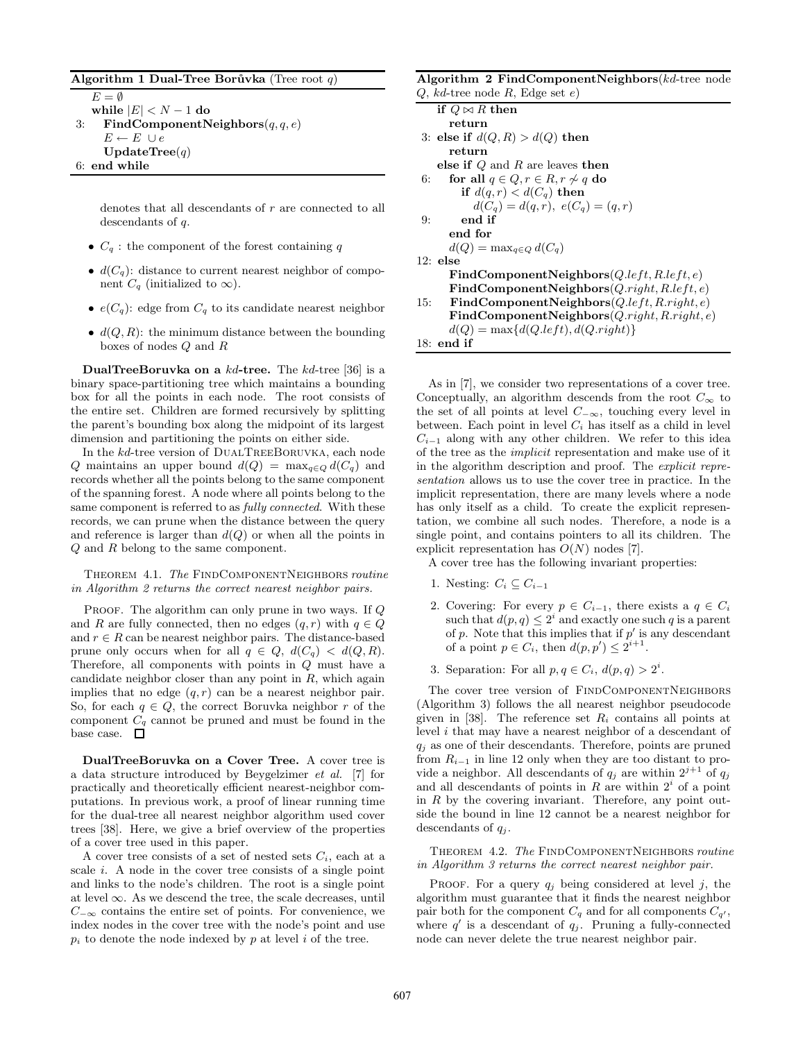**Algorithm 1 Dual-Tree Borůvka** (Tree root $q$)

```
    E = ∅
    while |E| < N − 1 do
3:      FindComponentNeighbors(q, q, e)
        E ← E ∪ e
        UpdateTree(q)
6:  end while
```

denotes that all descendants of $r$ are connected to all descendants of $q$.

- $C_q$ : the component of the forest containing $q$
- $d(C_q)$: distance to current nearest neighbor of component $C_q$ (initialized to $\infty$).
- $e(C_q)$: edge from $C_q$ to its candidate nearest neighbor
- $d(Q, R)$: the minimum distance between the bounding boxes of nodes $Q$ and $R$

**DualTreeBoruvka on a *kd*-tree.** The *kd*-tree [36] is a binary space-partitioning tree which maintains a bounding box for all the points in each node. The root consists of the entire set. Children are formed recursively by splitting the parent's bounding box along the midpoint of its largest dimension and partitioning the points on either side.

In the *kd*-tree version of DualTreeBoruvka, each node $Q$ maintains an upper bound $d(Q) = \max_{q \in Q} d(C_q)$ and records whether all the points belong to the same component of the spanning forest. A node where all points belong to the same component is referred to as *fully connected*. With these records, we can prune when the distance between the query and reference is larger than $d(Q)$ or when all the points in $Q$ and $R$ belong to the same component.

Theorem 4.1. *The* FindComponentNeighbors *routine in Algorithm 2 returns the correct nearest neighbor pairs.*

Proof. The algorithm can only prune in two ways. If $Q$ and $R$ are fully connected, then no edges $(q, r)$ with $q \in Q$ and $r \in R$ can be nearest neighbor pairs. The distance-based prune only occurs when for all $q \in Q$, $d(C_q) < d(Q, R)$. Therefore, all components with points in $Q$ must have a candidate neighbor closer than any point in $R$, which again implies that no edge $(q, r)$ can be a nearest neighbor pair. So, for each $q \in Q$, the correct Boruvka neighbor $r$ of the component $C_q$ cannot be pruned and must be found in the base case. □

**DualTreeBoruvka on a Cover Tree.** A cover tree is a data structure introduced by Beygelzimer *et al.* [7] for practically and theoretically efficient nearest-neighbor computations. In previous work, a proof of linear running time for the dual-tree all nearest neighbor algorithm used cover trees [38]. Here, we give a brief overview of the properties of a cover tree used in this paper.

A cover tree consists of a set of nested sets $C_i$, each at a scale $i$. A node in the cover tree consists of a single point and links to the node's children. The root is a single point at level $\infty$. As we descend the tree, the scale decreases, until $C_{-\infty}$ contains the entire set of points. For convenience, we index nodes in the cover tree with the node's point and use $p_i$ to denote the node indexed by $p$ at level $i$ of the tree.

**Algorithm 2 FindComponentNeighbors**(*kd*-tree node $Q$, *kd*-tree node $R$, Edge set $e$)

```
    if Q ⋈ R then
        return
3:  else if d(Q, R) > d(Q) then
        return
    else if Q and R are leaves then
6:      for all q ∈ Q, r ∈ R, r ≁ q do
            if d(q, r) < d(C_q) then
                d(C_q) = d(q, r),  e(C_q) = (q, r)
9:          end if
        end for
        d(Q) = max_{q∈Q} d(C_q)
12: else
        FindComponentNeighbors(Q.left, R.left, e)
        FindComponentNeighbors(Q.right, R.left, e)
15:     FindComponentNeighbors(Q.left, R.right, e)
        FindComponentNeighbors(Q.right, R.right, e)
        d(Q) = max{d(Q.left), d(Q.right)}
18: end if
```

As in [7], we consider two representations of a cover tree. Conceptually, an algorithm descends from the root $C_\infty$ to the set of all points at level $C_{-\infty}$, touching every level in between. Each point in level $C_i$ has itself as a child in level $C_{i-1}$ along with any other children. We refer to this idea of the tree as the *implicit* representation and make use of it in the algorithm description and proof. The *explicit representation* allows us to use the cover tree in practice. In the implicit representation, there are many levels where a node has only itself as a child. To create the explicit representation, we combine all such nodes. Therefore, a node is a single point, and contains pointers to all its children. The explicit representation has $O(N)$ nodes [7].

A cover tree has the following invariant properties:

1. Nesting: $C_i \subseteq C_{i-1}$
2. Covering: For every $p \in C_{i-1}$, there exists a $q \in C_i$ such that $d(p, q) \leq 2^i$ and exactly one such $q$ is a parent of $p$. Note that this implies that if $p'$ is any descendant of a point $p \in C_i$, then $d(p, p') \leq 2^{i+1}$.
3. Separation: For all $p, q \in C_i$, $d(p, q) > 2^i$.

The cover tree version of FindComponentNeighbors (Algorithm 3) follows the all nearest neighbor pseudocode given in [38]. The reference set $R_i$ contains all points at level $i$ that may have a nearest neighbor of a descendant of $q_j$ as one of their descendants. Therefore, points are pruned from $R_{i-1}$ in line 12 only when they are too distant to provide a neighbor. All descendants of $q_j$ are within $2^{j+1}$ of $q_j$ and all descendants of points in $R$ are within $2^i$ of a point in $R$ by the covering invariant. Therefore, any point outside the bound in line 12 cannot be a nearest neighbor for descendants of $q_j$.

Theorem 4.2. *The* FindComponentNeighbors *routine in Algorithm 3 returns the correct nearest neighbor pair.*

Proof. For a query $q_j$ being considered at level $j$, the algorithm must guarantee that it finds the nearest neighbor pair both for the component $C_q$ and for all components $C_{q'}$, where $q'$ is a descendant of $q_j$. Pruning a fully-connected node can never delete the true nearest neighbor pair.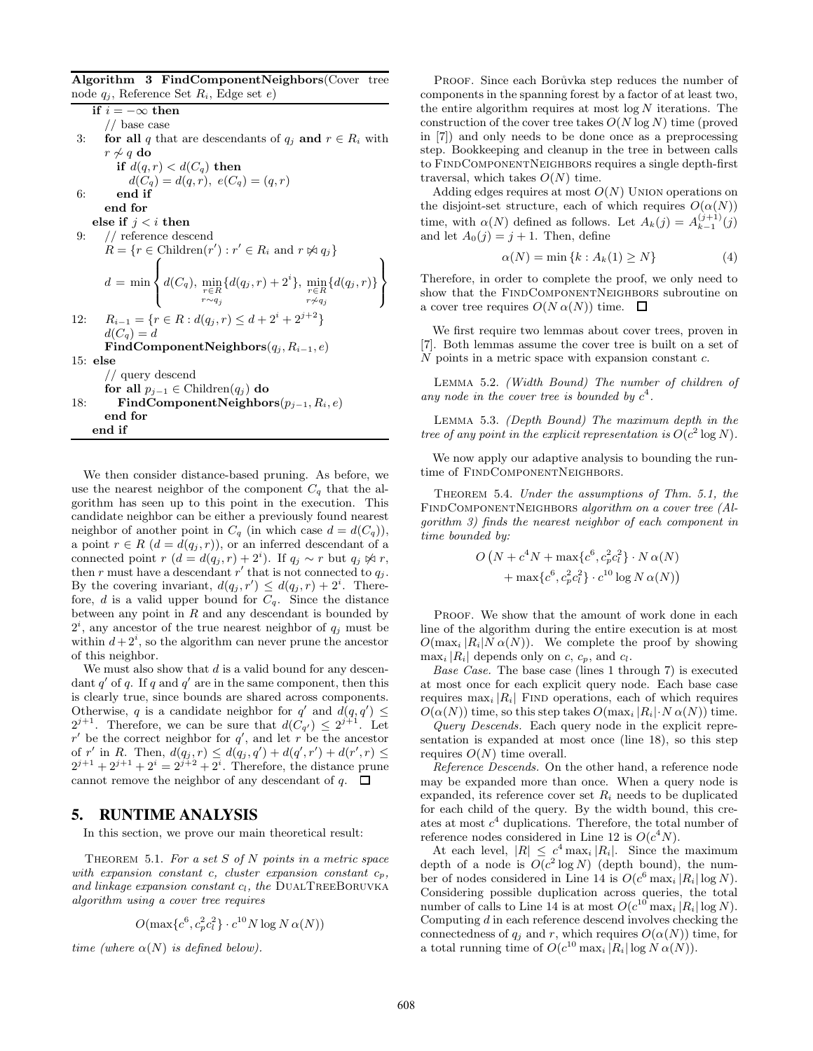**Algorithm 3 FindComponentNeighbors**(Cover tree node $q_j$, Reference Set $R_i$, Edge set $e$)

```
    if i = −∞ then
       // base case
3:     for all q that are descendants of q_j and r ∈ R_i with r ≁ q do
          if d(q, r) < d(C_q) then
             d(C_q) = d(q, r), e(C_q) = (q, r)
6:        end if
       end for
    else if j < i then
9:     // reference descend
       R = {r ∈ Children(r') : r' ∈ R_i and r ⋬ q_j}
       d = min { d(C_q), min_{r∈R, r∼q_j} {d(q_j, r) + 2^i}, min_{r∈R, r≁q_j} {d(q_j, r)} }
12:    R_{i−1} = {r ∈ R : d(q_j, r) ≤ d + 2^i + 2^{j+2}}
       d(C_q) = d
       FindComponentNeighbors(q_j, R_{i−1}, e)
15: else
       // query descend
       for all p_{j−1} ∈ Children(q_j) do
18:       FindComponentNeighbors(p_{j−1}, R_i, e)
       end for
    end if
```

We then consider distance-based pruning. As before, we use the nearest neighbor of the component $C_q$ that the algorithm has seen up to this point in the execution. This candidate neighbor can be either a previously found nearest neighbor of another point in $C_q$ (in which case $d = d(C_q)$), a point $r \in R$ ($d = d(q_j, r)$), or an inferred descendant of a connected point $r$ ($d = d(q_j, r) + 2^i$). If $q_j \sim r$ but $q_j \not\bowtie r$, then $r$ must have a descendant $r'$ that is not connected to $q_j$. By the covering invariant, $d(q_j, r') \leq d(q_j, r) + 2^i$. Therefore, $d$ is a valid upper bound for $C_q$. Since the distance between any point in $R$ and any descendant is bounded by $2^i$, any ancestor of the true nearest neighbor of $q_j$ must be within $d + 2^i$, so the algorithm can never prune the ancestor of this neighbor.

We must also show that $d$ is a valid bound for any descendant $q'$ of $q$. If $q$ and $q'$ are in the same component, then this is clearly true, since bounds are shared across components. Otherwise, $q$ is a candidate neighbor for $q'$ and $d(q, q') \leq 2^{j+1}$. Therefore, we can be sure that $d(C_{q'}) \leq 2^{j+1}$. Let $r'$ be the correct neighbor for $q'$, and let $r$ be the ancestor of $r'$ in $R$. Then, $d(q_j, r) \leq d(q_j, q') + d(q', r') + d(r', r) \leq 2^{j+1} + 2^{j+1} + 2^i = 2^{j+2} + 2^i$. Therefore, the distance prune cannot remove the neighbor of any descendant of $q$. $\square$

## 5. RUNTIME ANALYSIS

In this section, we prove our main theoretical result:

Theorem 5.1. *For a set $S$ of $N$ points in a metric space with expansion constant $c$, cluster expansion constant $c_p$, and linkage expansion constant $c_l$, the* DualTreeBoruvka *algorithm using a cover tree requires*

$$O(\max\{c^6, c_p^2 c_l^2\} \cdot c^{10} N \log N \, \alpha(N))$$

*time (where $\alpha(N)$ is defined below).*

Proof. Since each Borůvka step reduces the number of components in the spanning forest by a factor of at least two, the entire algorithm requires at most $\log N$ iterations. The construction of the cover tree takes $O(N \log N)$ time (proved in [7]) and only needs to be done once as a preprocessing step. Bookkeeping and cleanup in the tree in between calls to FindComponentNeighbors requires a single depth-first traversal, which takes $O(N)$ time.

Adding edges requires at most $O(N)$ Union operations on the disjoint-set structure, each of which requires $O(\alpha(N))$ time, with $\alpha(N)$ defined as follows. Let $A_k(j) = A_{k-1}^{(j+1)}(j)$ and let $A_0(j) = j + 1$. Then, define

$$\alpha(N) = \min\{k : A_k(1) \geq N\} \tag{4}$$

Therefore, in order to complete the proof, we only need to show that the FindComponentNeighbors subroutine on a cover tree requires $O(N \, \alpha(N))$ time. $\square$

We first require two lemmas about cover trees, proven in [7]. Both lemmas assume the cover tree is built on a set of $N$ points in a metric space with expansion constant $c$.

Lemma 5.2. *(Width Bound) The number of children of any node in the cover tree is bounded by $c^4$.*

Lemma 5.3. *(Depth Bound) The maximum depth in the tree of any point in the explicit representation is $O(c^2 \log N)$.*

We now apply our adaptive analysis to bounding the runtime of FindComponentNeighbors.

Theorem 5.4. *Under the assumptions of Thm. 5.1, the* FindComponentNeighbors *algorithm on a cover tree (Algorithm 3) finds the nearest neighbor of each component in time bounded by:*

$$O\big(N + c^4 N + \max\{c^6, c_p^2 c_l^2\} \cdot N \, \alpha(N) + \max\{c^6, c_p^2 c_l^2\} \cdot c^{10} \log N \, \alpha(N)\big)$$

Proof. We show that the amount of work done in each line of the algorithm during the entire execution is at most $O(\max_i |R_i| N \, \alpha(N))$. We complete the proof by showing $\max_i |R_i|$ depends only on $c$, $c_p$, and $c_l$.

*Base Case.* The base case (lines 1 through 7) is executed at most once for each explicit query node. Each base case requires $\max_i |R_i|$ Find operations, each of which requires $O(\alpha(N))$ time, so this step takes $O(\max_i |R_i| \cdot N \, \alpha(N))$ time.

*Query Descends.* Each query node in the explicit representation is expanded at most once (line 18), so this step requires $O(N)$ time overall.

*Reference Descends.* On the other hand, a reference node may be expanded more than once. When a query node is expanded, its reference cover set $R_i$ needs to be duplicated for each child of the query. By the width bound, this creates at most $c^4$ duplications. Therefore, the total number of reference nodes considered in Line 12 is $O(c^4 N)$.

At each level, $|R| \leq c^4 \max_i |R_i|$. Since the maximum depth of a node is $O(c^2 \log N)$ (depth bound), the number of nodes considered in Line 14 is $O(c^6 \max_i |R_i| \log N)$. Considering possible duplication across queries, the total number of calls to Line 14 is at most $O(c^{10} \max_i |R_i| \log N)$. Computing $d$ in each reference descend involves checking the connectedness of $q_j$ and $r$, which requires $O(\alpha(N))$ time, for a total running time of $O(c^{10} \max_i |R_i| \log N \, \alpha(N))$.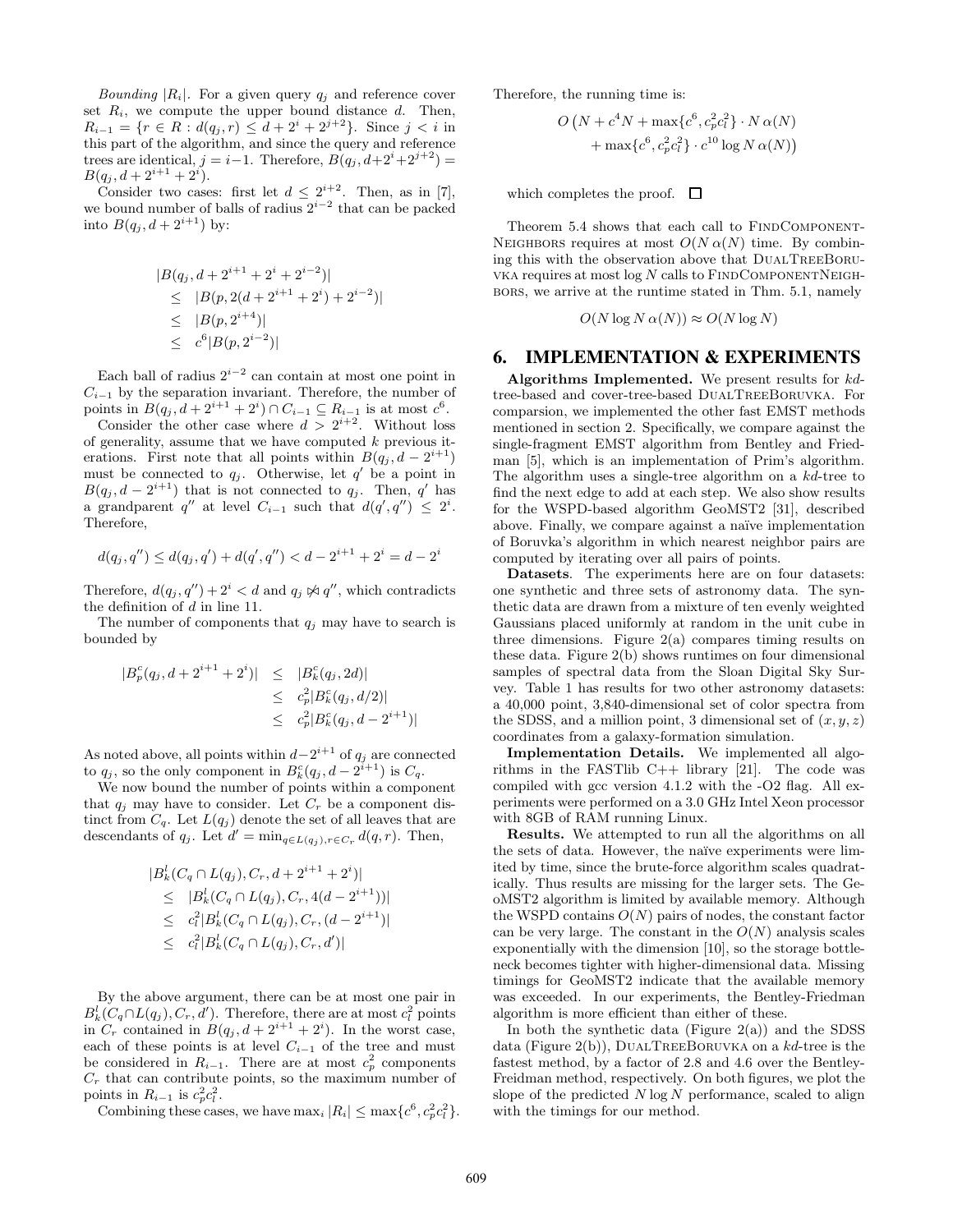*Bounding* $|R_i|$. For a given query $q_j$ and reference cover set $R_i$, we compute the upper bound distance $d$. Then, $R_{i-1} = \{r \in R : d(q_j, r) \leq d + 2^i + 2^{j+2}\}$. Since $j < i$ in this part of the algorithm, and since the query and reference trees are identical, $j = i-1$. Therefore, $B(q_j, d+2^i+2^{j+2}) = B(q_j, d + 2^{i+1} + 2^i)$.

Consider two cases: first let $d \leq 2^{i+2}$. Then, as in [7], we bound number of balls of radius $2^{i-2}$ that can be packed into $B(q_j, d + 2^{i+1})$ by:

$$
\begin{aligned}
&|B(q_j, d + 2^{i+1} + 2^i + 2^{i-2})| \\
&\leq \quad |B(p, 2(d + 2^{i+1} + 2^i) + 2^{i-2})| \\
&\leq \quad |B(p, 2^{i+4})| \\
&\leq \quad c^6 |B(p, 2^{i-2})|
\end{aligned}
$$

Each ball of radius $2^{i-2}$ can contain at most one point in $C_{i-1}$ by the separation invariant. Therefore, the number of points in $B(q_j, d + 2^{i+1} + 2^i) \cap C_{i-1} \subseteq R_{i-1}$ is at most $c^6$.

Consider the other case where $d > 2^{i+2}$. Without loss of generality, assume that we have computed $k$ previous iterations. First note that all points within $B(q_j, d - 2^{i+1})$ must be connected to $q_j$. Otherwise, let $q'$ be a point in $B(q_j, d - 2^{i+1})$ that is not connected to $q_j$. Then, $q'$ has a grandparent $q''$ at level $C_{i-1}$ such that $d(q', q'') \leq 2^i$. Therefore,

$$
d(q_j, q'') \leq d(q_j, q') + d(q', q'') < d - 2^{i+1} + 2^i = d - 2^i
$$

Therefore, $d(q_j, q'') + 2^i < d$ and $q_j \not\bowtie q''$, which contradicts the definition of $d$ in line 11.

The number of components that $q_j$ may have to search is bounded by

$$
\begin{aligned}
|B^c_p(q_j, d + 2^{i+1} + 2^i)| &\leq |B^c_k(q_j, 2d)| \\
&\leq c_p^2 |B^c_k(q_j, d/2)| \\
&\leq c_p^2 |B^c_k(q_j, d - 2^{i+1})|
\end{aligned}
$$

As noted above, all points within $d - 2^{i+1}$ of $q_j$ are connected to $q_j$, so the only component in $B^c_k(q_j, d - 2^{i+1})$ is $C_q$.

We now bound the number of points within a component that $q_j$ may have to consider. Let $C_r$ be a component distinct from $C_q$. Let $L(q_j)$ denote the set of all leaves that are descendants of $q_j$. Let $d' = \min_{q \in L(q_j), r \in C_r} d(q, r)$. Then,

$$
\begin{aligned}
&|B^l_k(C_q \cap L(q_j), C_r, d + 2^{i+1} + 2^i)| \\
&\leq \quad |B^l_k(C_q \cap L(q_j), C_r, 4(d - 2^{i+1}))| \\
&\leq \quad c_l^2 |B^l_k(C_q \cap L(q_j), C_r, (d - 2^{i+1})| \\
&\leq \quad c_l^2 |B^l_k(C_q \cap L(q_j), C_r, d')|
\end{aligned}
$$

By the above argument, there can be at most one pair in $B^l_k(C_q \cap L(q_j), C_r, d')$. Therefore, there are at most $c_l^2$ points in $C_r$ contained in $B(q_j, d + 2^{i+1} + 2^i)$. In the worst case, each of these points is at level $C_{i-1}$ of the tree and must be considered in $R_{i-1}$. There are at most $c_p^2$ components $C_r$ that can contribute points, so the maximum number of points in $R_{i-1}$ is $c_p^2 c_l^2$.

Combining these cases, we have $\max_i |R_i| \leq \max\{c^6, c_p^2 c_l^2\}$.

Therefore, the running time is:

$$
\begin{aligned}
O\big(N + c^4 N + \max\{c^6, c_p^2 c_l^2\} \cdot N\,\alpha(N) \\
+ \max\{c^6, c_p^2 c_l^2\} \cdot c^{10} \log N\,\alpha(N)\big)
\end{aligned}
$$

which completes the proof. $\square$

Theorem 5.4 shows that each call to FindComponentNeighbors requires at most $O(N\,\alpha(N))$ time. By combining this with the observation above that DualTreeBoruvka requires at most $\log N$ calls to FindComponentNeighbors, we arrive at the runtime stated in Thm. 5.1, namely

$$
O(N \log N\,\alpha(N)) \approx O(N \log N)
$$

## 6. IMPLEMENTATION & EXPERIMENTS

**Algorithms Implemented.** We present results for *kd*-tree-based and cover-tree-based DualTreeBoruvka. For comparsion, we implemented the other fast EMST methods mentioned in section 2. Specifically, we compare against the single-fragment EMST algorithm from Bentley and Friedman [5], which is an implementation of Prim's algorithm. The algorithm uses a single-tree algorithm on a *kd*-tree to find the next edge to add at each step. We also show results for the WSPD-based algorithm GeoMST2 [31], described above. Finally, we compare against a naïve implementation of Boruvka's algorithm in which nearest neighbor pairs are computed by iterating over all pairs of points.

**Datasets**. The experiments here are on four datasets: one synthetic and three sets of astronomy data. The synthetic data are drawn from a mixture of ten evenly weighted Gaussians placed uniformly at random in the unit cube in three dimensions. Figure 2(a) compares timing results on these data. Figure 2(b) shows runtimes on four dimensional samples of spectral data from the Sloan Digital Sky Survey. Table 1 has results for two other astronomy datasets: a 40,000 point, 3,840-dimensional set of color spectra from the SDSS, and a million point, 3 dimensional set of $(x, y, z)$ coordinates from a galaxy-formation simulation.

**Implementation Details.** We implemented all algorithms in the FASTlib C++ library [21]. The code was compiled with gcc version 4.1.2 with the -O2 flag. All experiments were performed on a 3.0 GHz Intel Xeon processor with 8GB of RAM running Linux.

**Results.** We attempted to run all the algorithms on all the sets of data. However, the naïve experiments were limited by time, since the brute-force algorithm scales quadratically. Thus results are missing for the larger sets. The GeoMST2 algorithm is limited by available memory. Although the WSPD contains $O(N)$ pairs of nodes, the constant factor can be very large. The constant in the $O(N)$ analysis scales exponentially with the dimension [10], so the storage bottleneck becomes tighter with higher-dimensional data. Missing timings for GeoMST2 indicate that the available memory was exceeded. In our experiments, the Bentley-Friedman algorithm is more efficient than either of these.

In both the synthetic data (Figure 2(a)) and the SDSS data (Figure 2(b)), DualTreeBoruvka on a *kd*-tree is the fastest method, by a factor of 2.8 and 4.6 over the Bentley-Freidman method, respectively. On both figures, we plot the slope of the predicted $N \log N$ performance, scaled to align with the timings for our method.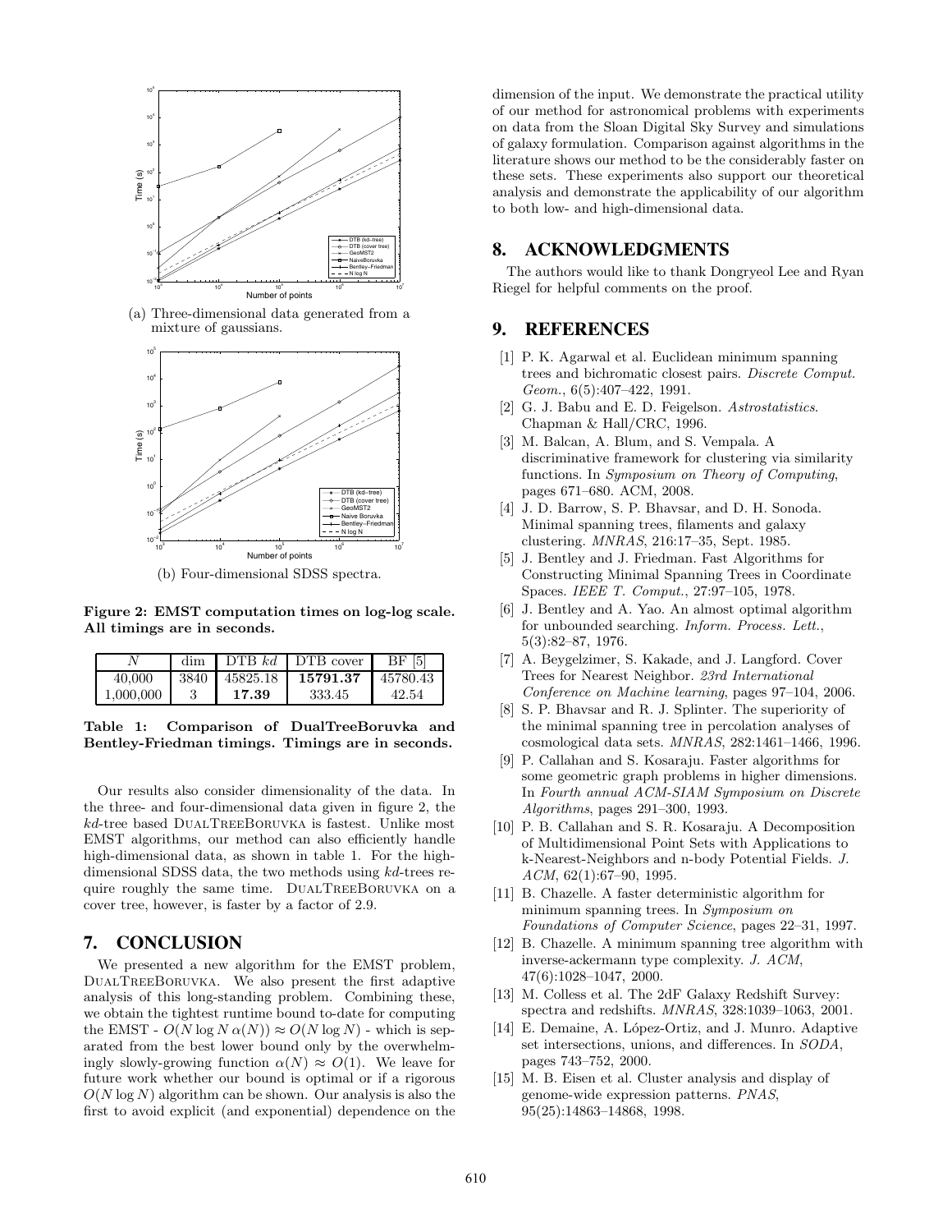(a) Three-dimensional data generated from a mixture of gaussians.

(b) Four-dimensional SDSS spectra.

**Figure 2: EMST computation times on log-log scale. All timings are in seconds.**

| $N$ | dim | DTB $kd$ | DTB cover | BF [5] |
|---|---|---|---|---|
| 40,000 | 3840 | 45825.18 | **15791.37** | 45780.43 |
| 1,000,000 | 3 | **17.39** | 333.45 | 42.54 |

**Table 1: Comparison of DualTreeBoruvka and Bentley-Friedman timings. Timings are in seconds.**

Our results also consider dimensionality of the data. In the three- and four-dimensional data given in figure 2, the $kd$-tree based DualTreeBoruvka is fastest. Unlike most EMST algorithms, our method can also efficiently handle high-dimensional data, as shown in table 1. For the high-dimensional SDSS data, the two methods using $kd$-trees require roughly the same time. DualTreeBoruvka on a cover tree, however, is faster by a factor of 2.9.

## 7. CONCLUSION

We presented a new algorithm for the EMST problem, DualTreeBoruvka. We also present the first adaptive analysis of this long-standing problem. Combining these, we obtain the tightest runtime bound to-date for computing the EMST - $O(N \log N \alpha(N)) \approx O(N \log N)$ - which is separated from the best lower bound only by the overwhelmingly slowly-growing function $\alpha(N) \approx O(1)$. We leave for future work whether our bound is optimal or if a rigorous $O(N \log N)$ algorithm can be shown. Our analysis is also the first to avoid explicit (and exponential) dependence on the dimension of the input. We demonstrate the practical utility of our method for astronomical problems with experiments on data from the Sloan Digital Sky Survey and simulations of galaxy formulation. Comparison against algorithms in the literature shows our method to be the considerably faster on these sets. These experiments also support our theoretical analysis and demonstrate the applicability of our algorithm to both low- and high-dimensional data.

## 8. ACKNOWLEDGMENTS

The authors would like to thank Dongryeol Lee and Ryan Riegel for helpful comments on the proof.

## 9. REFERENCES

[1] P. K. Agarwal et al. Euclidean minimum spanning trees and bichromatic closest pairs. *Discrete Comput. Geom.*, 6(5):407–422, 1991.

[2] G. J. Babu and E. D. Feigelson. *Astrostatistics*. Chapman & Hall/CRC, 1996.

[3] M. Balcan, A. Blum, and S. Vempala. A discriminative framework for clustering via similarity functions. In *Symposium on Theory of Computing*, pages 671–680. ACM, 2008.

[4] J. D. Barrow, S. P. Bhavsar, and D. H. Sonoda. Minimal spanning trees, filaments and galaxy clustering. *MNRAS*, 216:17–35, Sept. 1985.

[5] J. Bentley and J. Friedman. Fast Algorithms for Constructing Minimal Spanning Trees in Coordinate Spaces. *IEEE T. Comput.*, 27:97–105, 1978.

[6] J. Bentley and A. Yao. An almost optimal algorithm for unbounded searching. *Inform. Process. Lett.*, 5(3):82–87, 1976.

[7] A. Beygelzimer, S. Kakade, and J. Langford. Cover Trees for Nearest Neighbor. *23rd International Conference on Machine learning*, pages 97–104, 2006.

[8] S. P. Bhavsar and R. J. Splinter. The superiority of the minimal spanning tree in percolation analyses of cosmological data sets. *MNRAS*, 282:1461–1466, 1996.

[9] P. Callahan and S. Kosaraju. Faster algorithms for some geometric graph problems in higher dimensions. In *Fourth annual ACM-SIAM Symposium on Discrete Algorithms*, pages 291–300, 1993.

[10] P. B. Callahan and S. R. Kosaraju. A Decomposition of Multidimensional Point Sets with Applications to k-Nearest-Neighbors and n-body Potential Fields. *J. ACM*, 62(1):67–90, 1995.

[11] B. Chazelle. A faster deterministic algorithm for minimum spanning trees. In *Symposium on Foundations of Computer Science*, pages 22–31, 1997.

[12] B. Chazelle. A minimum spanning tree algorithm with inverse-ackermann type complexity. *J. ACM*, 47(6):1028–1047, 2000.

[13] M. Colless et al. The 2dF Galaxy Redshift Survey: spectra and redshifts. *MNRAS*, 328:1039–1063, 2001.

[14] E. Demaine, A. López-Ortiz, and J. Munro. Adaptive set intersections, unions, and differences. In *SODA*, pages 743–752, 2000.

[15] M. B. Eisen et al. Cluster analysis and display of genome-wide expression patterns. *PNAS*, 95(25):14863–14868, 1998.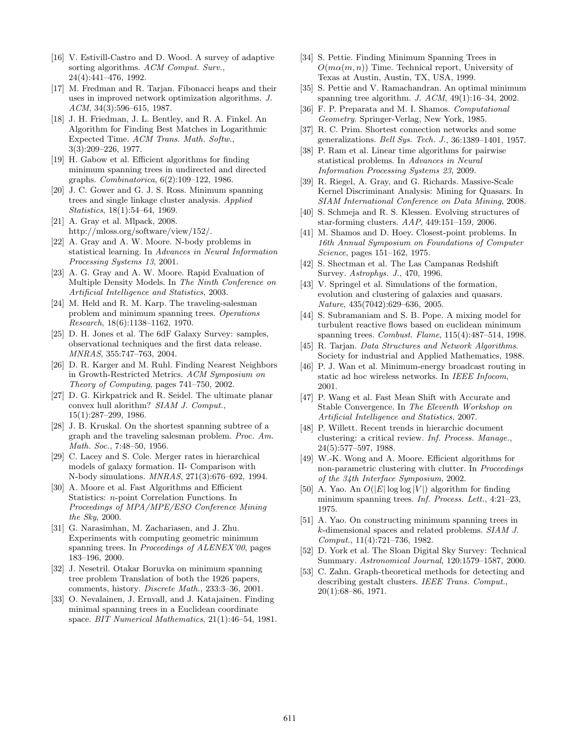[16] V. Estivill-Castro and D. Wood. A survey of adaptive sorting algorithms. *ACM Comput. Surv.*, 24(4):441–476, 1992.

[17] M. Fredman and R. Tarjan. Fibonacci heaps and their uses in improved network optimization algorithms. *J. ACM*, 34(3):596–615, 1987.

[18] J. H. Friedman, J. L. Bentley, and R. A. Finkel. An Algorithm for Finding Best Matches in Logarithmic Expected Time. *ACM Trans. Math. Softw.*, 3(3):209–226, 1977.

[19] H. Gabow et al. Efficient algorithms for finding minimum spanning trees in undirected and directed graphs. *Combinatorica*, 6(2):109–122, 1986.

[20] J. C. Gower and G. J. S. Ross. Minimum spanning trees and single linkage cluster analysis. *Applied Statistics*, 18(1):54–64, 1969.

[21] A. Gray et al. Mlpack, 2008. http://mloss.org/software/view/152/.

[22] A. Gray and A. W. Moore. N-body problems in statistical learning. In *Advances in Neural Information Processing Systems 13*, 2001.

[23] A. G. Gray and A. W. Moore. Rapid Evaluation of Multiple Density Models. In *The Ninth Conference on Artificial Intelligence and Statistics*, 2003.

[24] M. Held and R. M. Karp. The traveling-salesman problem and minimum spanning trees. *Operations Research*, 18(6):1138–1162, 1970.

[25] D. H. Jones et al. The 6dF Galaxy Survey: samples, observational techniques and the first data release. *MNRAS*, 355:747–763, 2004.

[26] D. R. Karger and M. Ruhl. Finding Nearest Neighbors in Growth-Restricted Metrics. *ACM Symposium on Theory of Computing*, pages 741–750, 2002.

[27] D. G. Kirkpatrick and R. Seidel. The ultimate planar convex hull alorithm? *SIAM J. Comput.*, 15(1):287–299, 1986.

[28] J. B. Kruskal. On the shortest spanning subtree of a graph and the traveling salesman problem. *Proc. Am. Math. Soc.*, 7:48–50, 1956.

[29] C. Lacey and S. Cole. Merger rates in hierarchical models of galaxy formation. II- Comparison with N-body simulations. *MNRAS*, 271(3):676–692, 1994.

[30] A. Moore et al. Fast Algorithms and Efficient Statistics: $n$-point Correlation Functions. In *Proceedings of MPA/MPE/ESO Conference Mining the Sky*, 2000.

[31] G. Narasimhan, M. Zachariasen, and J. Zhu. Experiments with computing geometric minimum spanning trees. In *Proceedings of ALENEX'00*, pages 183–196, 2000.

[32] J. Nesetril. Otakar Boruvka on minimum spanning tree problem Translation of both the 1926 papers, comments, history. *Discrete Math.*, 233:3–36, 2001.

[33] O. Nevalainen, J. Ernvall, and J. Katajainen. Finding minimal spanning trees in a Euclidean coordinate space. *BIT Numerical Mathematics*, 21(1):46–54, 1981.

[34] S. Pettie. Finding Minimum Spanning Trees in $O(m\alpha(m, n))$ Time. Technical report, University of Texas at Austin, Austin, TX, USA, 1999.

[35] S. Pettie and V. Ramachandran. An optimal minimum spanning tree algorithm. *J. ACM*, 49(1):16–34, 2002.

[36] F. P. Preparata and M. I. Shamos. *Computational Geometry*. Springer-Verlag, New York, 1985.

[37] R. C. Prim. Shortest connection networks and some generalizations. *Bell Sys. Tech. J.*, 36:1389–1401, 1957.

[38] P. Ram et al. Linear time algorithms for pairwise statistical problems. In *Advances in Neural Information Processing Systems 23*, 2009.

[39] R. Riegel, A. Gray, and G. Richards. Massive-Scale Kernel Discriminant Analysis: Mining for Quasars. In *SIAM International Conference on Data Mining*, 2008.

[40] S. Schmeja and R. S. Klessen. Evolving structures of star-forming clusters. *AAP*, 449:151–159, 2006.

[41] M. Shamos and D. Hoey. Closest-point problems. In *16th Annual Symposium on Foundations of Computer Science*, pages 151–162, 1975.

[42] S. Shectman et al. The Las Campanas Redshift Survey. *Astrophys. J.*, 470, 1996.

[43] V. Springel et al. Simulations of the formation, evolution and clustering of galaxies and quasars. *Nature*, 435(7042):629–636, 2005.

[44] S. Subramaniam and S. B. Pope. A mixing model for turbulent reactive flows based on euclidean minimum spanning trees. *Combust. Flame*, 115(4):487–514, 1998.

[45] R. Tarjan. *Data Structures and Network Algorithms*. Society for industrial and Applied Mathematics, 1988.

[46] P. J. Wan et al. Minimum-energy broadcast routing in static ad hoc wireless networks. In *IEEE Infocom*, 2001.

[47] P. Wang et al. Fast Mean Shift with Accurate and Stable Convergence. In *The Eleventh Workshop on Artificial Intelligence and Statistics*, 2007.

[48] P. Willett. Recent trends in hierarchic document clustering: a critical review. *Inf. Process. Manage.*, 24(5):577–597, 1988.

[49] W.-K. Wong and A. Moore. Efficient algorithms for non-parametric clustering with clutter. In *Proceedings of the 34th Interface Symposium*, 2002.

[50] A. Yao. An $O(|E| \log \log |V|)$ algorithm for finding minimum spanning trees. *Inf. Process. Lett.*, 4:21–23, 1975.

[51] A. Yao. On constructing minimum spanning trees in $k$-dimensional spaces and related problems. *SIAM J. Comput.*, 11(4):721–736, 1982.

[52] D. York et al. The Sloan Digital Sky Survey: Technical Summary. *Astronomical Journal*, 120:1579–1587, 2000.

[53] C. Zahn. Graph-theoretical methods for detecting and describing gestalt clusters. *IEEE Trans. Comput.*, 20(1):68–86, 1971.